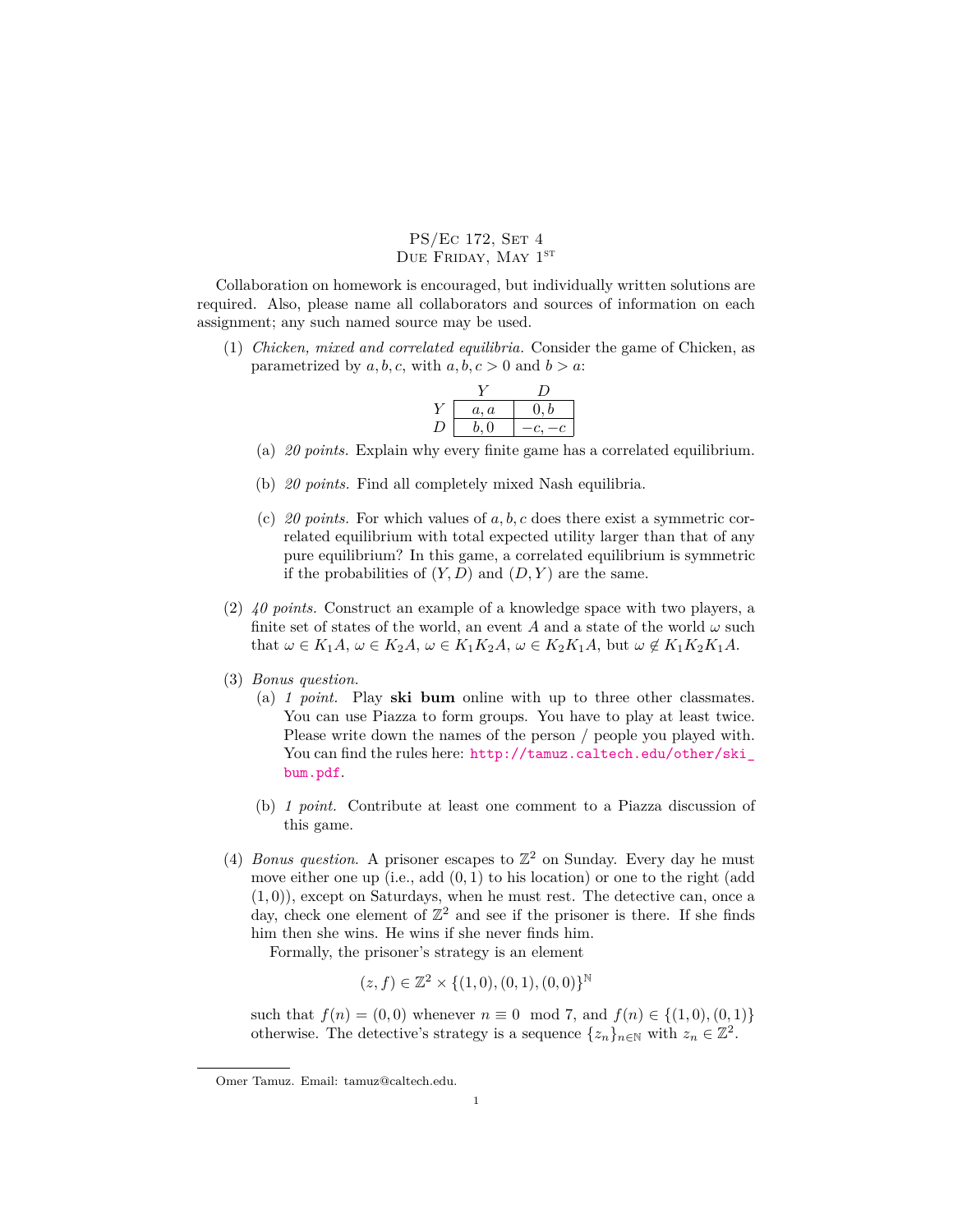# PS/Ec 172, Set 4
## Due Friday, May 1st

Collaboration on homework is encouraged, but individually written solutions are required. Also, please name all collaborators and sources of information on each assignment; any such named source may be used.

(1) *Chicken, mixed and correlated equilibria.* Consider the game of Chicken, as parametrized by $a, b, c$, with $a, b, c > 0$ and $b > a$:

| | $Y$ | $D$ |
|---|---|---|
| $Y$ | $a, a$ | $0, b$ |
| $D$ | $b, 0$ | $-c, -c$ |

(a) *20 points.* Explain why every finite game has a correlated equilibrium.

(b) *20 points.* Find all completely mixed Nash equilibria.

(c) *20 points.* For which values of $a, b, c$ does there exist a symmetric correlated equilibrium with total expected utility larger than that of any pure equilibrium? In this game, a correlated equilibrium is symmetric if the probabilities of $(Y, D)$ and $(D, Y)$ are the same.

(2) *40 points.* Construct an example of a knowledge space with two players, a finite set of states of the world, an event $A$ and a state of the world $\omega$ such that $\omega \in K_1 A$, $\omega \in K_2 A$, $\omega \in K_1 K_2 A$, $\omega \in K_2 K_1 A$, but $\omega \notin K_1 K_2 K_1 A$.

(3) *Bonus question.*

(a) *1 point.* Play **ski bum** online with up to three other classmates. You can use Piazza to form groups. You have to play at least twice. Please write down the names of the person / people you played with. You can find the rules here: http://tamuz.caltech.edu/other/ski_bum.pdf.

(b) *1 point.* Contribute at least one comment to a Piazza discussion of this game.

(4) *Bonus question.* A prisoner escapes to $\mathbb{Z}^2$ on Sunday. Every day he must move either one up (i.e., add $(0, 1)$ to his location) or one to the right (add $(1, 0)$), except on Saturdays, when he must rest. The detective can, once a day, check one element of $\mathbb{Z}^2$ and see if the prisoner is there. If she finds him then she wins. He wins if she never finds him.

Formally, the prisoner's strategy is an element

$$(z, f) \in \mathbb{Z}^2 \times \{(1, 0), (0, 1), (0, 0)\}^{\mathbb{N}}$$

such that $f(n) = (0, 0)$ whenever $n \equiv 0 \mod 7$, and $f(n) \in \{(1, 0), (0, 1)\}$ otherwise. The detective's strategy is a sequence $\{z_n\}_{n \in \mathbb{N}}$ with $z_n \in \mathbb{Z}^2$.

Omer Tamuz. Email: tamuz@caltech.edu.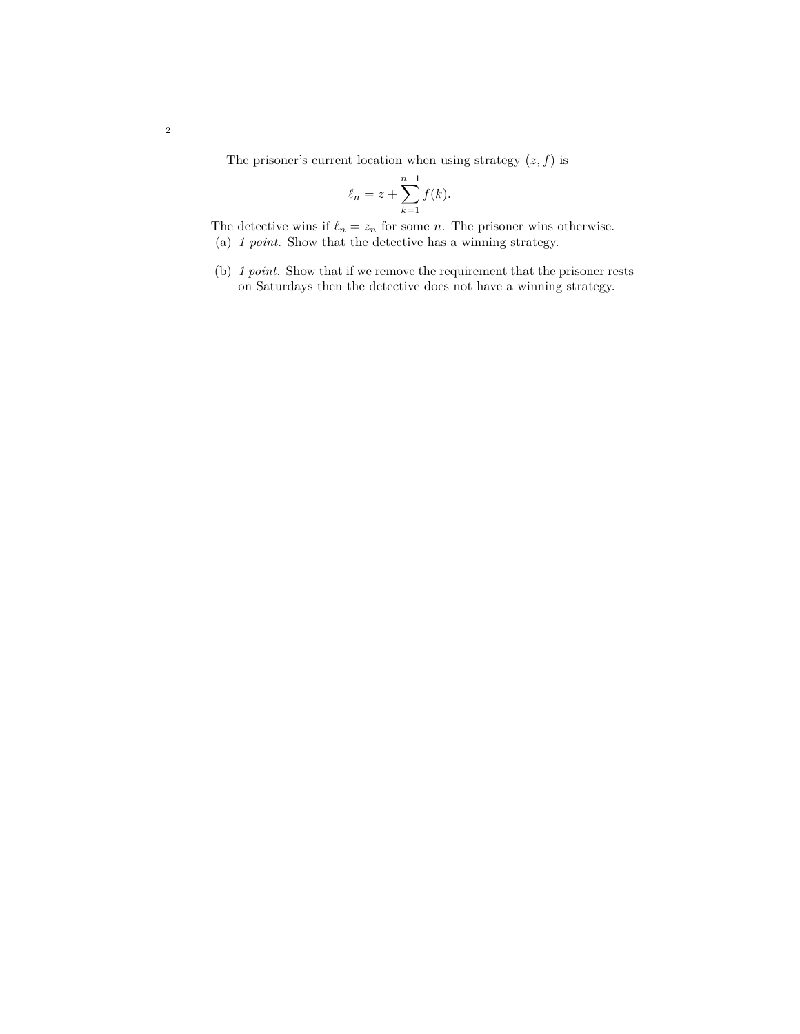The prisoner's current location when using strategy $(z, f)$ is

$$\ell_n = z + \sum_{k=1}^{n-1} f(k).$$

The detective wins if $\ell_n = z_n$ for some $n$. The prisoner wins otherwise.

(a) *1 point.* Show that the detective has a winning strategy.

(b) *1 point.* Show that if we remove the requirement that the prisoner rests on Saturdays then the detective does not have a winning strategy.